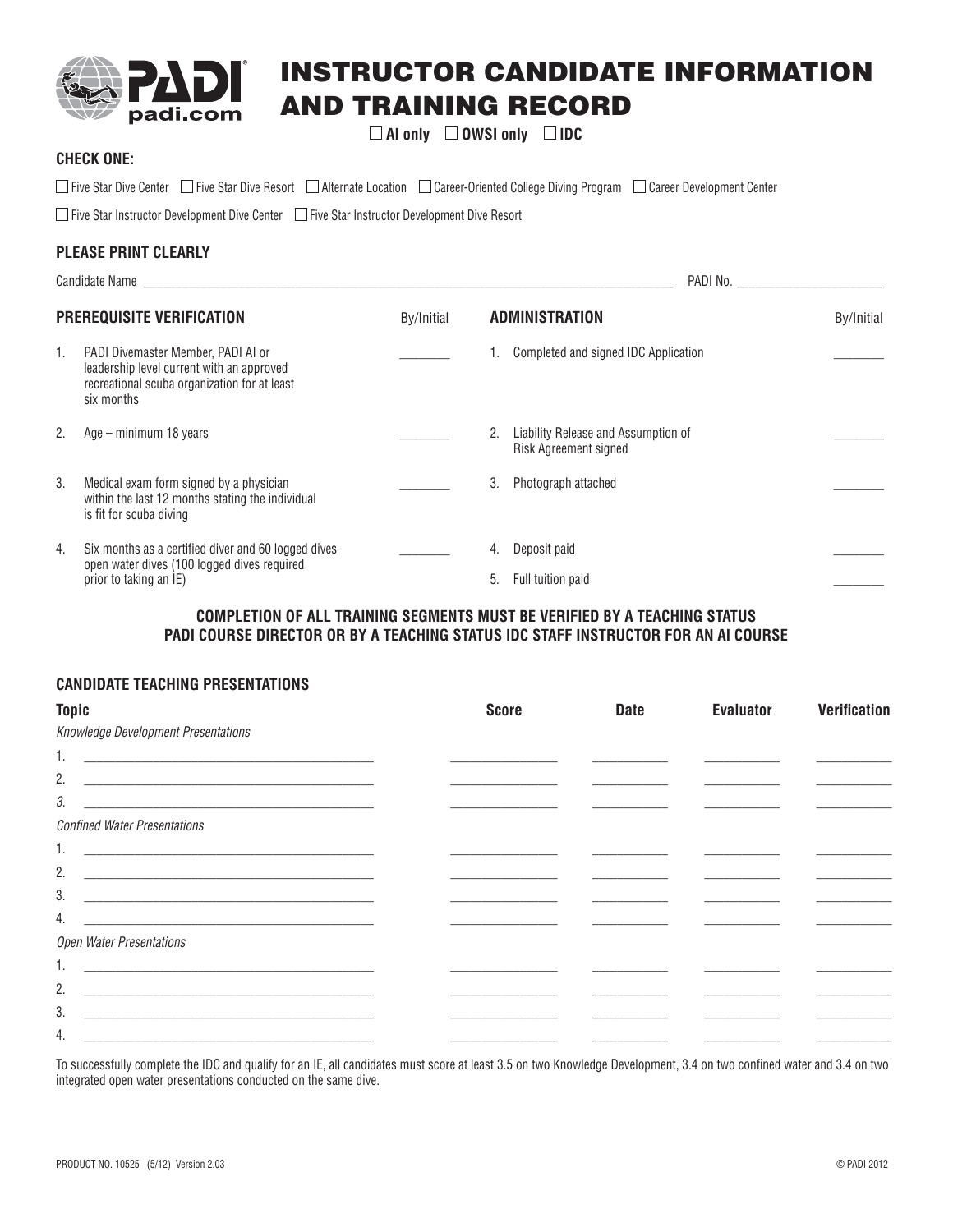# INSTRUCTOR CANDIDATE INFORMATION AND TRAINING RECORD

☐ **AI only** ☐ **OWSI only** ☐ **IDC**

**CHECK ONE:**

☐ Five Star Dive Center ☐ Five Star Dive Resort ☐ Alternate Location ☐ Career-Oriented College Diving Program ☐ Career Development Center

☐ Five Star Instructor Development Dive Center ☐ Five Star Instructor Development Dive Resort

**PLEASE PRINT CLEARLY**

Candidate Name ______________________________ PADI No. ______________

| **PREREQUISITE VERIFICATION** | By/Initial | **ADMINISTRATION** | By/Initial |
|---|---|---|---|
| 1. PADI Divemaster Member, PADI AI or leadership level current with an approved recreational scuba organization for at least six months | ________ | 1. Completed and signed IDC Application | ________ |
| 2. Age – minimum 18 years | ________ | 2. Liability Release and Assumption of Risk Agreement signed | ________ |
| 3. Medical exam form signed by a physician within the last 12 months stating the individual is fit for scuba diving | ________ | 3. Photograph attached | ________ |
| 4. Six months as a certified diver and 60 logged dives open water dives (100 logged dives required prior to taking an IE) | ________ | 4. Deposit paid | ________ |
| | | 5. Full tuition paid | ________ |

**COMPLETION OF ALL TRAINING SEGMENTS MUST BE VERIFIED BY A TEACHING STATUS PADI COURSE DIRECTOR OR BY A TEACHING STATUS IDC STAFF INSTRUCTOR FOR AN AI COURSE**

**CANDIDATE TEACHING PRESENTATIONS**

| **Topic** | **Score** | **Date** | **Evaluator** | **Verification** |
|---|---|---|---|---|
| *Knowledge Development Presentations* | | | | |
| 1. ______________________ | ________ | ________ | ________ | ________ |
| 2. ______________________ | ________ | ________ | ________ | ________ |
| 3. ______________________ | ________ | ________ | ________ | ________ |
| *Confined Water Presentations* | | | | |
| 1. ______________________ | ________ | ________ | ________ | ________ |
| 2. ______________________ | ________ | ________ | ________ | ________ |
| 3. ______________________ | ________ | ________ | ________ | ________ |
| 4. ______________________ | ________ | ________ | ________ | ________ |
| *Open Water Presentations* | | | | |
| 1. ______________________ | ________ | ________ | ________ | ________ |
| 2. ______________________ | ________ | ________ | ________ | ________ |
| 3. ______________________ | ________ | ________ | ________ | ________ |
| 4. ______________________ | ________ | ________ | ________ | ________ |

To successfully complete the IDC and qualify for an IE, all candidates must score at least 3.5 on two Knowledge Development, 3.4 on two confined water and 3.4 on two integrated open water presentations conducted on the same dive.

PRODUCT NO. 10525 (5/12) Version 2.03 © PADI 2012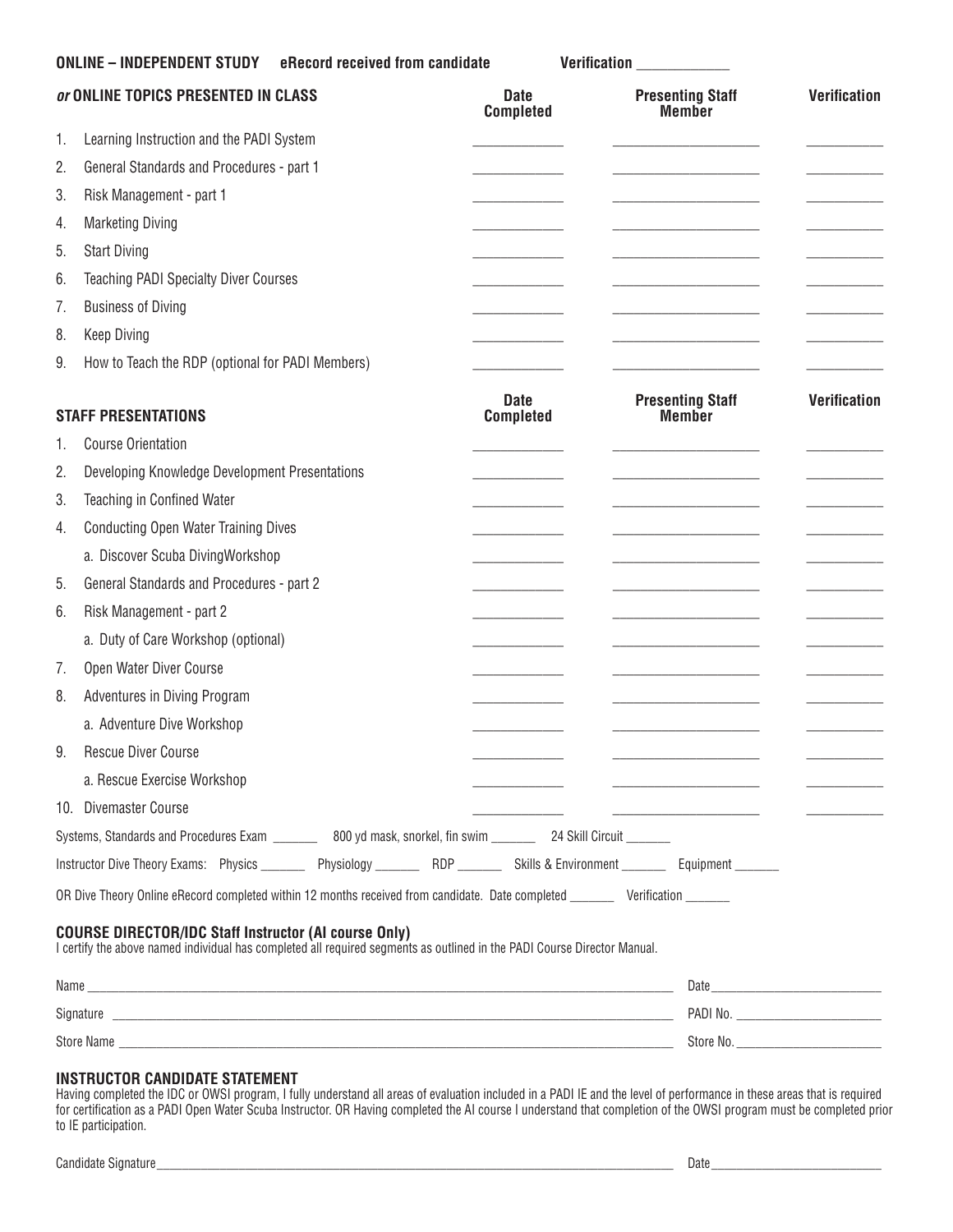**ONLINE – INDEPENDENT STUDY    eRecord received from candidate    Verification ____________**

| *or* ONLINE TOPICS PRESENTED IN CLASS | Date Completed | Presenting Staff Member | Verification |
|---|---|---|---|
| 1. Learning Instruction and the PADI System | | | |
| 2. General Standards and Procedures - part 1 | | | |
| 3. Risk Management - part 1 | | | |
| 4. Marketing Diving | | | |
| 5. Start Diving | | | |
| 6. Teaching PADI Specialty Diver Courses | | | |
| 7. Business of Diving | | | |
| 8. Keep Diving | | | |
| 9. How to Teach the RDP (optional for PADI Members) | | | |

| STAFF PRESENTATIONS | Date Completed | Presenting Staff Member | Verification |
|---|---|---|---|
| 1. Course Orientation | | | |
| 2. Developing Knowledge Development Presentations | | | |
| 3. Teaching in Confined Water | | | |
| 4. Conducting Open Water Training Dives | | | |
| a. Discover Scuba DivingWorkshop | | | |
| 5. General Standards and Procedures - part 2 | | | |
| 6. Risk Management - part 2 | | | |
| a. Duty of Care Workshop (optional) | | | |
| 7. Open Water Diver Course | | | |
| 8. Adventures in Diving Program | | | |
| a. Adventure Dive Workshop | | | |
| 9. Rescue Diver Course | | | |
| a. Rescue Exercise Workshop | | | |
| 10. Divemaster Course | | | |

Systems, Standards and Procedures Exam _______ 800 yd mask, snorkel, fin swim _______ 24 Skill Circuit _______

Instructor Dive Theory Exams: Physics _______ Physiology _______ RDP _______ Skills & Environment _______ Equipment _______

OR Dive Theory Online eRecord completed within 12 months received from candidate. Date completed _______ Verification _______

### COURSE DIRECTOR/IDC Staff Instructor (AI course Only)

I certify the above named individual has completed all required segments as outlined in the PADI Course Director Manual.

Name ______________________________ Date ______________

Signature ______________________________ PADI No. ______________

Store Name ______________________________ Store No. ______________

### INSTRUCTOR CANDIDATE STATEMENT

Having completed the IDC or OWSI program, I fully understand all areas of evaluation included in a PADI IE and the level of performance in these areas that is required for certification as a PADI Open Water Scuba Instructor. OR Having completed the AI course I understand that completion of the OWSI program must be completed prior to IE participation.

Candidate Signature ______________________________ Date ______________